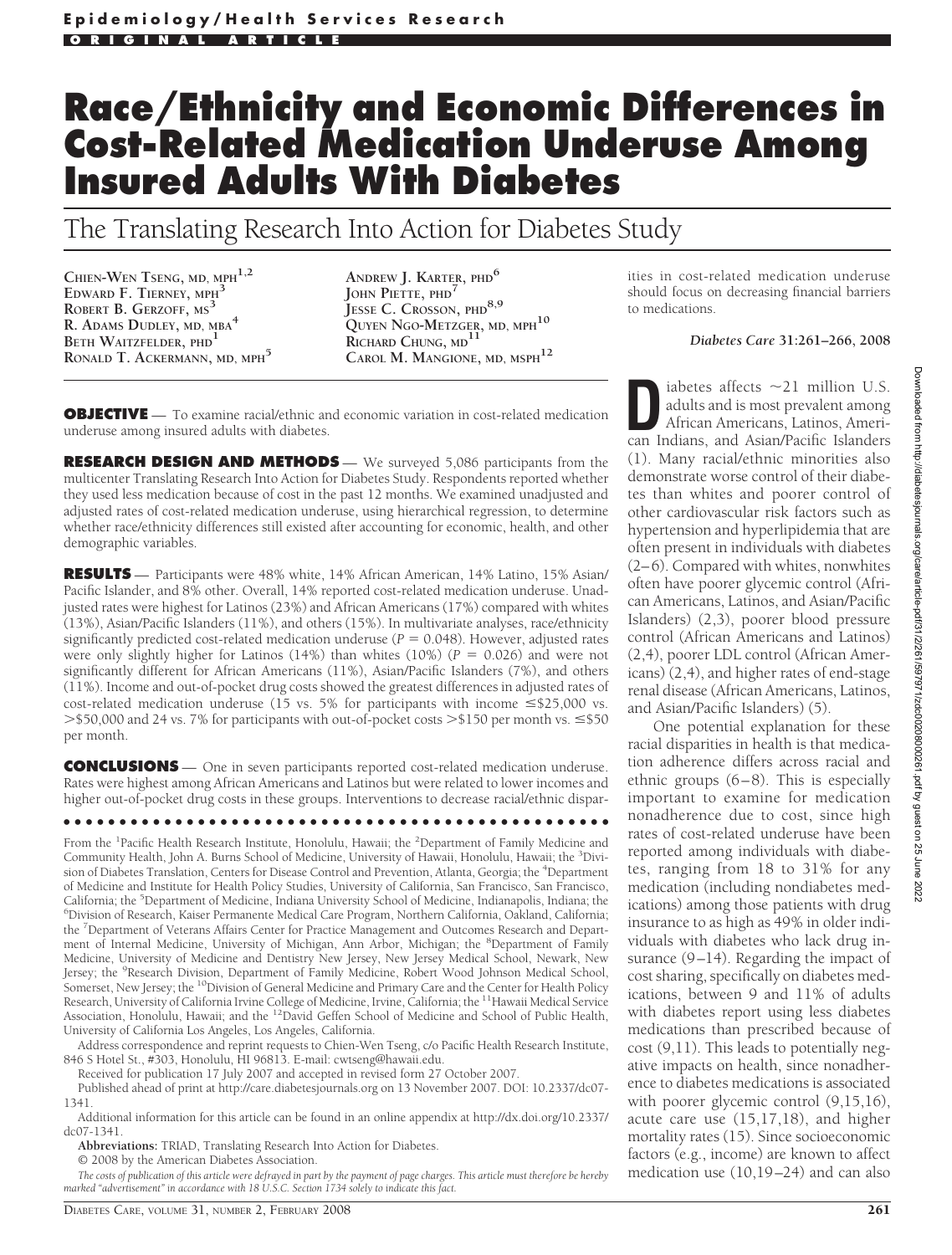Epidemiology/Health Services Research

ORIGINAL ARTICLE

# Race/Ethnicity and Economic Differences in Cost-Related Medication Underuse Among Insured Adults With Diabetes

## The Translating Research Into Action for Diabetes Study

CHIEN-WEN TSENG, MD, MPH[1,2]
EDWARD F. TIERNEY, MPH[3]
ROBERT B. GERZOFF, MS[3]
R. ADAMS DUDLEY, MD, MBA[4]
BETH WAITZFELDER, PHD[1]
RONALD T. ACKERMANN, MD, MPH[5]
ANDREW J. KARTER, PHD[6]
JOHN PIETTE, PHD[7]
JESSE C. CROSSON, PHD[8,9]
QUYEN NGO-METZGER, MD, MPH[10]
RICHARD CHUNG, MD[11]
CAROL M. MANGIONE, MD, MSPH[12]

**OBJECTIVE** — To examine racial/ethnic and economic variation in cost-related medication underuse among insured adults with diabetes.

**RESEARCH DESIGN AND METHODS** — We surveyed 5,086 participants from the multicenter Translating Research Into Action for Diabetes Study. Respondents reported whether they used less medication because of cost in the past 12 months. We examined unadjusted and adjusted rates of cost-related medication underuse, using hierarchical regression, to determine whether race/ethnicity differences still existed after accounting for economic, health, and other demographic variables.

**RESULTS** — Participants were 48% white, 14% African American, 14% Latino, 15% Asian/Pacific Islander, and 8% other. Overall, 14% reported cost-related medication underuse. Unadjusted rates were highest for Latinos (23%) and African Americans (17%) compared with whites (13%), Asian/Pacific Islanders (11%), and others (15%). In multivariate analyses, race/ethnicity significantly predicted cost-related medication underuse ($P = 0.048$). However, adjusted rates were only slightly higher for Latinos (14%) than whites (10%) ($P = 0.026$) and were not significantly different for African Americans (11%), Asian/Pacific Islanders (7%), and others (11%). Income and out-of-pocket drug costs showed the greatest differences in adjusted rates of cost-related medication underuse (15 vs. 5% for participants with income ≤\$25,000 vs. >\$50,000 and 24 vs. 7% for participants with out-of-pocket costs >\$150 per month vs. ≤\$50 per month.

**CONCLUSIONS** — One in seven participants reported cost-related medication underuse. Rates were highest among African Americans and Latinos but were related to lower incomes and higher out-of-pocket drug costs in these groups. Interventions to decrease racial/ethnic disparities in cost-related medication underuse should focus on decreasing financial barriers to medications.

*Diabetes Care* **31:261–266, 2008**

From the [1]Pacific Health Research Institute, Honolulu, Hawaii; the [2]Department of Family Medicine and Community Health, John A. Burns School of Medicine, University of Hawaii, Honolulu, Hawaii; the [3]Division of Diabetes Translation, Centers for Disease Control and Prevention, Atlanta, Georgia; the [4]Department of Medicine and Institute for Health Policy Studies, University of California, San Francisco, San Francisco, California; the [5]Department of Medicine, Indiana University School of Medicine, Indianapolis, Indiana; the [6]Division of Research, Kaiser Permanente Medical Care Program, Northern California, Oakland, California; the [7]Department of Veterans Affairs Center for Practice Management and Outcomes Research and Department of Internal Medicine, University of Michigan, Ann Arbor, Michigan; the [8]Department of Family Medicine, University of Medicine and Dentistry New Jersey, New Jersey Medical School, Newark, New Jersey; the [9]Research Division, Department of Family Medicine, Robert Wood Johnson Medical School, Somerset, New Jersey; the [10]Division of General Medicine and Primary Care and the Center for Health Policy Research, University of California Irvine College of Medicine, Irvine, California; the [11]Hawaii Medical Service Association, Honolulu, Hawaii; and the [12]David Geffen School of Medicine and School of Public Health, University of California Los Angeles, Los Angeles, California.

Address correspondence and reprint requests to Chien-Wen Tseng, c/o Pacific Health Research Institute, 846 S Hotel St., #303, Honolulu, HI 96813. E-mail: cwtseng@hawaii.edu.

Received for publication 17 July 2007 and accepted in revised form 27 October 2007.

Published ahead of print at http://care.diabetesjournals.org on 13 November 2007. DOI: 10.2337/dc07-1341.

Additional information for this article can be found in an online appendix at http://dx.doi.org/10.2337/dc07-1341.

**Abbreviations:** TRIAD, Translating Research Into Action for Diabetes.

© 2008 by the American Diabetes Association.

*The costs of publication of this article were defrayed in part by the payment of page charges. This article must therefore be hereby marked "advertisement" in accordance with 18 U.S.C. Section 1734 solely to indicate this fact.*

Diabetes affects ~21 million U.S. adults and is most prevalent among African Americans, Latinos, American Indians, and Asian/Pacific Islanders (1). Many racial/ethnic minorities also demonstrate worse control of their diabetes than whites and poorer control of other cardiovascular risk factors such as hypertension and hyperlipidemia that are often present in individuals with diabetes (2–6). Compared with whites, nonwhites often have poorer glycemic control (African Americans, Latinos, and Asian/Pacific Islanders) (2,3), poorer blood pressure control (African Americans and Latinos) (2,4), poorer LDL control (African Americans) (2,4), and higher rates of end-stage renal disease (African Americans, Latinos, and Asian/Pacific Islanders) (5).

One potential explanation for these racial disparities in health is that medication adherence differs across racial and ethnic groups (6–8). This is especially important to examine for medication nonadherence due to cost, since high rates of cost-related underuse have been reported among individuals with diabetes, ranging from 18 to 31% for any medication (including nondiabetes medications) among those patients with drug insurance to as high as 49% in older individuals with diabetes who lack drug insurance (9–14). Regarding the impact of cost sharing, specifically on diabetes medications, between 9 and 11% of adults with diabetes report using less diabetes medications than prescribed because of cost (9,11). This leads to potentially negative impacts on health, since nonadherence to diabetes medications is associated with poorer glycemic control (9,15,16), acute care use (15,17,18), and higher mortality rates (15). Since socioeconomic factors (e.g., income) are known to affect medication use (10,19–24) and can also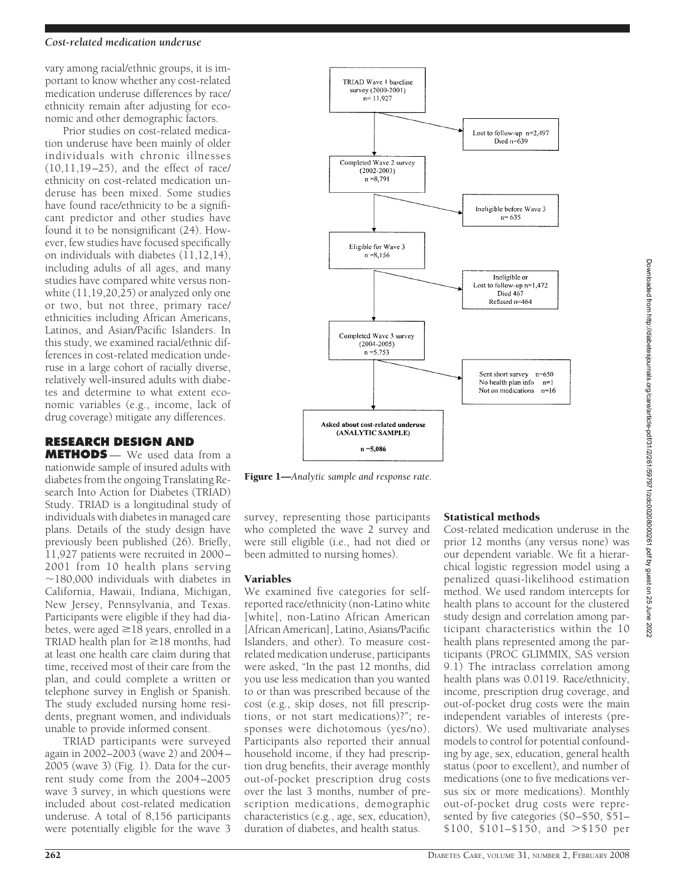vary among racial/ethnic groups, it is important to know whether any cost-related medication underuse differences by race/ethnicity remain after adjusting for economic and other demographic factors.

Prior studies on cost-related medication underuse have been mainly of older individuals with chronic illnesses (10,11,19–25), and the effect of race/ethnicity on cost-related medication underuse has been mixed. Some studies have found race/ethnicity to be a significant predictor and other studies have found it to be nonsignificant (24). However, few studies have focused specifically on individuals with diabetes (11,12,14), including adults of all ages, and many studies have compared white versus nonwhite (11,19,20,25) or analyzed only one or two, but not three, primary race/ethnicities including African Americans, Latinos, and Asian/Pacific Islanders. In this study, we examined racial/ethnic differences in cost-related medication underuse in a large cohort of racially diverse, relatively well-insured adults with diabetes and determine to what extent economic variables (e.g., income, lack of drug coverage) mitigate any differences.

## RESEARCH DESIGN AND METHODS

We used data from a nationwide sample of insured adults with diabetes from the ongoing Translating Research Into Action for Diabetes (TRIAD) Study. TRIAD is a longitudinal study of individuals with diabetes in managed care plans. Details of the study design have previously been published (26). Briefly, 11,927 patients were recruited in 2000–2001 from 10 health plans serving ~180,000 individuals with diabetes in California, Hawaii, Indiana, Michigan, New Jersey, Pennsylvania, and Texas. Participants were eligible if they had diabetes, were aged ≥18 years, enrolled in a TRIAD health plan for ≥18 months, had at least one health care claim during that time, received most of their care from the plan, and could complete a written or telephone survey in English or Spanish. The study excluded nursing home residents, pregnant women, and individuals unable to provide informed consent.

TRIAD participants were surveyed again in 2002–2003 (wave 2) and 2004–2005 (wave 3) (Fig. 1). Data for the current study come from the 2004–2005 wave 3 survey, in which questions were included about cost-related medication underuse. A total of 8,156 participants were potentially eligible for the wave 3 survey, representing those participants who completed the wave 2 survey and were still eligible (i.e., had not died or been admitted to nursing homes).

TRIAD Wave 1 baseline survey (2000-2001) n= 11,927
→ Lost to follow-up n=2,497; Died n=639
Completed Wave 2 survey (2002-2003) n =8,791
→ Ineligible before Wave 3 n= 635
Eligible for Wave 3 n =8,156
→ Ineligible or Lost to follow-up n=1,472; Died 467; Refused n=464
Completed Wave 3 survey (2004-2005) n =5,753
→ Sent short survey n=650; No health plan info n=1; Not on medications n=16
**Asked about cost-related underuse (ANALYTIC SAMPLE) n =5,086**

**Figure 1**—*Analytic sample and response rate.*

### Variables

We examined five categories for self-reported race/ethnicity (non-Latino white [white], non-Latino African American [African American], Latino, Asians/Pacific Islanders, and other). To measure cost-related medication underuse, participants were asked, "In the past 12 months, did you use less medication than you wanted to or than was prescribed because of the cost (e.g., skip doses, not fill prescriptions, or not start medications)?"; responses were dichotomous (yes/no). Participants also reported their annual household income, if they had prescription drug benefits, their average monthly out-of-pocket prescription drug costs over the last 3 months, number of prescription medications, demographic characteristics (e.g., age, sex, education), duration of diabetes, and health status.

### Statistical methods

Cost-related medication underuse in the prior 12 months (any versus none) was our dependent variable. We fit a hierarchical logistic regression model using a penalized quasi-likelihood estimation method. We used random intercepts for health plans to account for the clustered study design and correlation among participant characteristics within the 10 health plans represented among the participants (PROC GLIMMIX, SAS version 9.1) The intraclass correlation among health plans was 0.0119. Race/ethnicity, income, prescription drug coverage, and out-of-pocket drug costs were the main independent variables of interests (predictors). We used multivariate analyses models to control for potential confounding by age, sex, education, general health status (poor to excellent), and number of medications (one to five medications versus six or more medications). Monthly out-of-pocket drug costs were represented by five categories ($0–$50, $51–$100, $101–$150, and >$150 per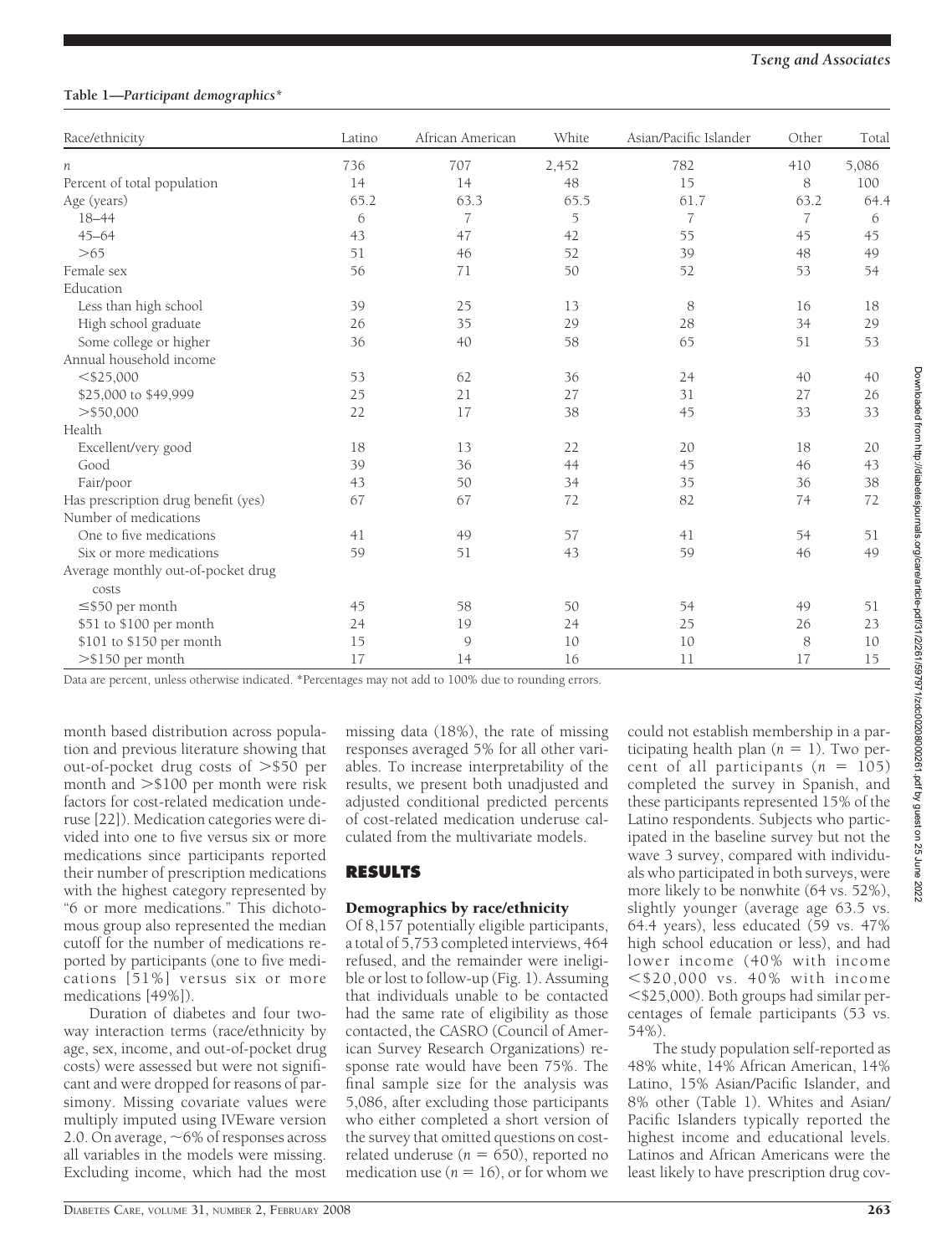**Table 1—Participant demographics***

| Race/ethnicity | Latino | African American | White | Asian/Pacific Islander | Other | Total |
|---|---|---|---|---|---|---|
| *n* | 736 | 707 | 2,452 | 782 | 410 | 5,086 |
| Percent of total population | 14 | 14 | 48 | 15 | 8 | 100 |
| Age (years) | 65.2 | 63.3 | 65.5 | 61.7 | 63.2 | 64.4 |
| 18–44 | 6 | 7 | 5 | 7 | 7 | 6 |
| 45–64 | 43 | 47 | 42 | 55 | 45 | 45 |
| >65 | 51 | 46 | 52 | 39 | 48 | 49 |
| Female sex | 56 | 71 | 50 | 52 | 53 | 54 |
| Education | | | | | | |
| Less than high school | 39 | 25 | 13 | 8 | 16 | 18 |
| High school graduate | 26 | 35 | 29 | 28 | 34 | 29 |
| Some college or higher | 36 | 40 | 58 | 65 | 51 | 53 |
| Annual household income | | | | | | |
| <$25,000 | 53 | 62 | 36 | 24 | 40 | 40 |
| $25,000 to $49,999 | 25 | 21 | 27 | 31 | 27 | 26 |
| >$50,000 | 22 | 17 | 38 | 45 | 33 | 33 |
| Health | | | | | | |
| Excellent/very good | 18 | 13 | 22 | 20 | 18 | 20 |
| Good | 39 | 36 | 44 | 45 | 46 | 43 |
| Fair/poor | 43 | 50 | 34 | 35 | 36 | 38 |
| Has prescription drug benefit (yes) | 67 | 67 | 72 | 82 | 74 | 72 |
| Number of medications | | | | | | |
| One to five medications | 41 | 49 | 57 | 41 | 54 | 51 |
| Six or more medications | 59 | 51 | 43 | 59 | 46 | 49 |
| Average monthly out-of-pocket drug costs | | | | | | |
| ≤$50 per month | 45 | 58 | 50 | 54 | 49 | 51 |
| $51 to $100 per month | 24 | 19 | 24 | 25 | 26 | 23 |
| $101 to $150 per month | 15 | 9 | 10 | 10 | 8 | 10 |
| >$150 per month | 17 | 14 | 16 | 11 | 17 | 15 |

Data are percent, unless otherwise indicated. *Percentages may not add to 100% due to rounding errors.

month based distribution across population and previous literature showing that out-of-pocket drug costs of >$50 per month and >$100 per month were risk factors for cost-related medication underuse [22]). Medication categories were divided into one to five versus six or more medications since participants reported their number of prescription medications with the highest category represented by "6 or more medications." This dichotomous group also represented the median cutoff for the number of medications reported by participants (one to five medications [51%] versus six or more medications [49%]).

Duration of diabetes and four two-way interaction terms (race/ethnicity by age, sex, income, and out-of-pocket drug costs) were assessed but were not significant and were dropped for reasons of parsimony. Missing covariate values were multiply imputed using IVEware version 2.0. On average, ~6% of responses across all variables in the models were missing. Excluding income, which had the most missing data (18%), the rate of missing responses averaged 5% for all other variables. To increase interpretability of the results, we present both unadjusted and adjusted conditional predicted percents of cost-related medication underuse calculated from the multivariate models.

## RESULTS

### Demographics by race/ethnicity

Of 8,157 potentially eligible participants, a total of 5,753 completed interviews, 464 refused, and the remainder were ineligible or lost to follow-up (Fig. 1). Assuming that individuals unable to be contacted had the same rate of eligibility as those contacted, the CASRO (Council of American Survey Research Organizations) response rate would have been 75%. The final sample size for the analysis was 5,086, after excluding those participants who either completed a short version of the survey that omitted questions on cost-related underuse ($n = 650$), reported no medication use ($n = 16$), or for whom we could not establish membership in a participating health plan ($n = 1$). Two percent of all participants ($n = 105$) completed the survey in Spanish, and these participants represented 15% of the Latino respondents. Subjects who participated in the baseline survey but not the wave 3 survey, compared with individuals who participated in both surveys, were more likely to be nonwhite (64 vs. 52%), slightly younger (average age 63.5 vs. 64.4 years), less educated (59 vs. 47% high school education or less), and had lower income (40% with income <$20,000 vs. 40% with income <$25,000). Both groups had similar percentages of female participants (53 vs. 54%).

The study population self-reported as 48% white, 14% African American, 14% Latino, 15% Asian/Pacific Islander, and 8% other (Table 1). Whites and Asian/Pacific Islanders typically reported the highest income and educational levels. Latinos and African Americans were the least likely to have prescription drug cov-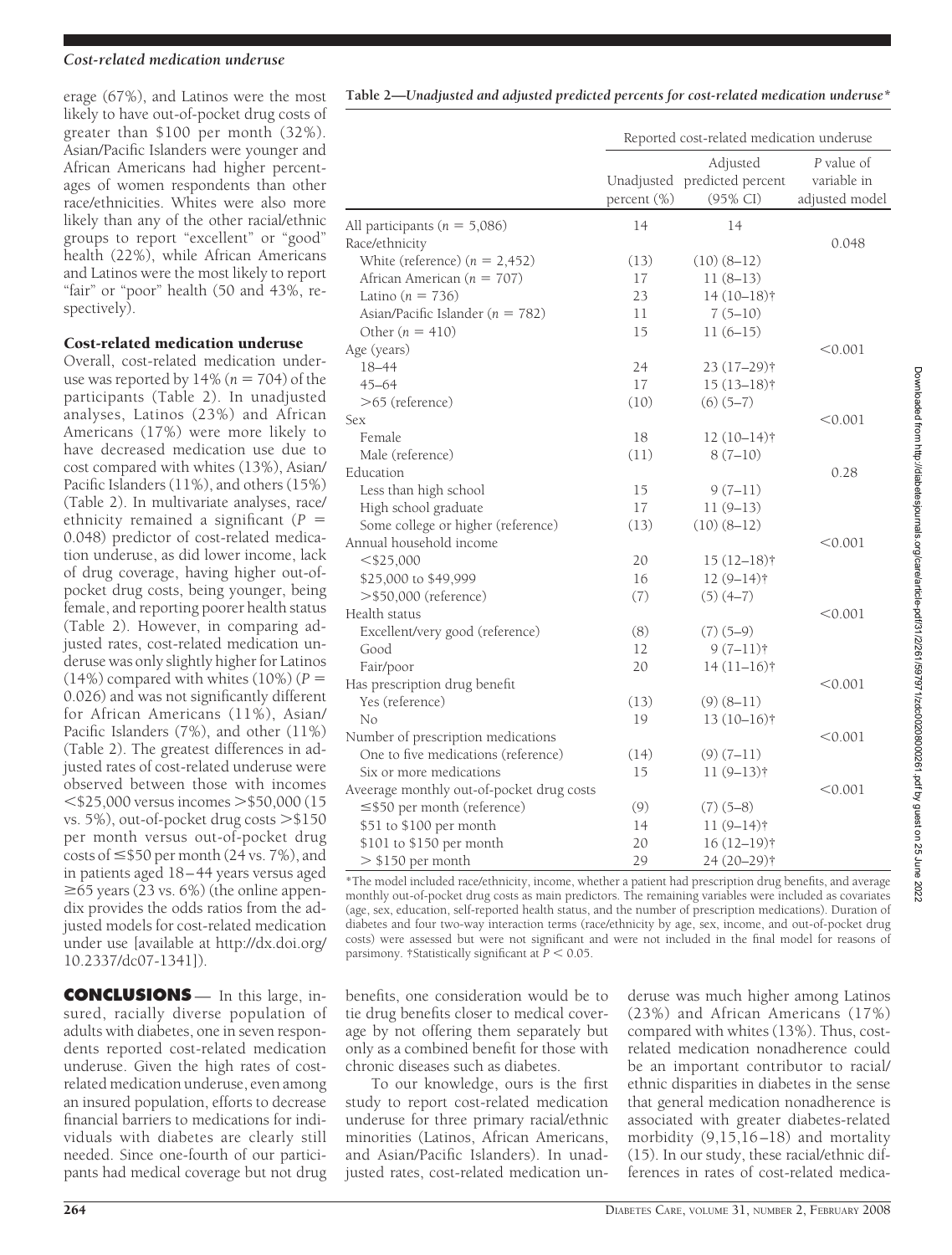erage (67%), and Latinos were the most likely to have out-of-pocket drug costs of greater than \$100 per month (32%). Asian/Pacific Islanders were younger and African Americans had higher percentages of women respondents than other race/ethnicities. Whites were also more likely than any of the other racial/ethnic groups to report "excellent" or "good" health (22%), while African Americans and Latinos were the most likely to report "fair" or "poor" health (50 and 43%, respectively).

### Cost-related medication underuse

Overall, cost-related medication underuse was reported by 14% ($n = 704$) of the participants (Table 2). In unadjusted analyses, Latinos (23%) and African Americans (17%) were more likely to have decreased medication use due to cost compared with whites (13%), Asian/Pacific Islanders (11%), and others (15%) (Table 2). In multivariate analyses, race/ethnicity remained a significant ($P = 0.048$) predictor of cost-related medication underuse, as did lower income, lack of drug coverage, having higher out-of-pocket drug costs, being younger, being female, and reporting poorer health status (Table 2). However, in comparing adjusted rates, cost-related medication underuse was only slightly higher for Latinos (14%) compared with whites (10%) ($P = 0.026$) and was not significantly different for African Americans (11%), Asian/Pacific Islanders (7%), and other (11%) (Table 2). The greatest differences in adjusted rates of cost-related underuse were observed between those with incomes <\$25,000 versus incomes >\$50,000 (15 vs. 5%), out-of-pocket drug costs >\$150 per month versus out-of-pocket drug costs of ≤\$50 per month (24 vs. 7%), and in patients aged 18–44 years versus aged ≥65 years (23 vs. 6%) (the online appendix provides the odds ratios from the adjusted models for cost-related medication under use [available at http://dx.doi.org/10.2337/dc07-1341]).

**Table 2—*Unadjusted and adjusted predicted percents for cost-related medication underuse****

| | Reported cost-related medication underuse | | |
|---|---|---|---|
| | Unadjusted percent (%) | Adjusted predicted percent (95% CI) | *P* value of variable in adjusted model |
| All participants ($n$ = 5,086) | 14 | 14 | |
| Race/ethnicity | | | 0.048 |
| White (reference) ($n$ = 2,452) | (13) | (10) (8–12) | |
| African American ($n$ = 707) | 17 | 11 (8–13) | |
| Latino ($n$ = 736) | 23 | 14 (10–18)† | |
| Asian/Pacific Islander ($n$ = 782) | 11 | 7 (5–10) | |
| Other ($n$ = 410) | 15 | 11 (6–15) | |
| Age (years) | | | <0.001 |
| 18–44 | 24 | 23 (17–29)† | |
| 45–64 | 17 | 15 (13–18)† | |
| >65 (reference) | (10) | (6) (5–7) | |
| Sex | | | <0.001 |
| Female | 18 | 12 (10–14)† | |
| Male (reference) | (11) | 8 (7–10) | |
| Education | | | 0.28 |
| Less than high school | 15 | 9 (7–11) | |
| High school graduate | 17 | 11 (9–13) | |
| Some college or higher (reference) | (13) | (10) (8–12) | |
| Annual household income | | | <0.001 |
| <\$25,000 | 20 | 15 (12–18)† | |
| \$25,000 to \$49,999 | 16 | 12 (9–14)† | |
| >\$50,000 (reference) | (7) | (5) (4–7) | |
| Health status | | | <0.001 |
| Excellent/very good (reference) | (8) | (7) (5–9) | |
| Good | 12 | 9 (7–11)† | |
| Fair/poor | 20 | 14 (11–16)† | |
| Has prescription drug benefit | | | <0.001 |
| Yes (reference) | (13) | (9) (8–11) | |
| No | 19 | 13 (10–16)† | |
| Number of prescription medications | | | <0.001 |
| One to five medications (reference) | (14) | (9) (7–11) | |
| Six or more medications | 15 | 11 (9–13)† | |
| Aveerage monthly out-of-pocket drug costs | | | <0.001 |
| ≤\$50 per month (reference) | (9) | (7) (5–8) | |
| \$51 to \$100 per month | 14 | 11 (9–14)† | |
| \$101 to \$150 per month | 20 | 16 (12–19)† | |
| > \$150 per month | 29 | 24 (20–29)† | |

*The model included race/ethnicity, income, whether a patient had prescription drug benefits, and average monthly out-of-pocket drug costs as main predictors. The remaining variables were included as covariates (age, sex, education, self-reported health status, and the number of prescription medications). Duration of diabetes and four two-way interaction terms (race/ethnicity by age, sex, income, and out-of-pocket drug costs) were assessed but were not significant and were not included in the final model for reasons of parsimony. †Statistically significant at $P < 0.05$.

**CONCLUSIONS** — In this large, insured, racially diverse population of adults with diabetes, one in seven respondents reported cost-related medication underuse. Given the high rates of cost-related medication underuse, even among an insured population, efforts to decrease financial barriers to medications for individuals with diabetes are clearly still needed. Since one-fourth of our participants had medical coverage but not drug benefits, one consideration would be to tie drug benefits closer to medical coverage by not offering them separately but only as a combined benefit for those with chronic diseases such as diabetes.

To our knowledge, ours is the first study to report cost-related medication underuse for three primary racial/ethnic minorities (Latinos, African Americans, and Asian/Pacific Islanders). In unadjusted rates, cost-related medication underuse was much higher among Latinos (23%) and African Americans (17%) compared with whites (13%). Thus, cost-related medication nonadherence could be an important contributor to racial/ethnic disparities in diabetes in the sense that general medication nonadherence is associated with greater diabetes-related morbidity (9,15,16–18) and mortality (15). In our study, these racial/ethnic differences in rates of cost-related medica-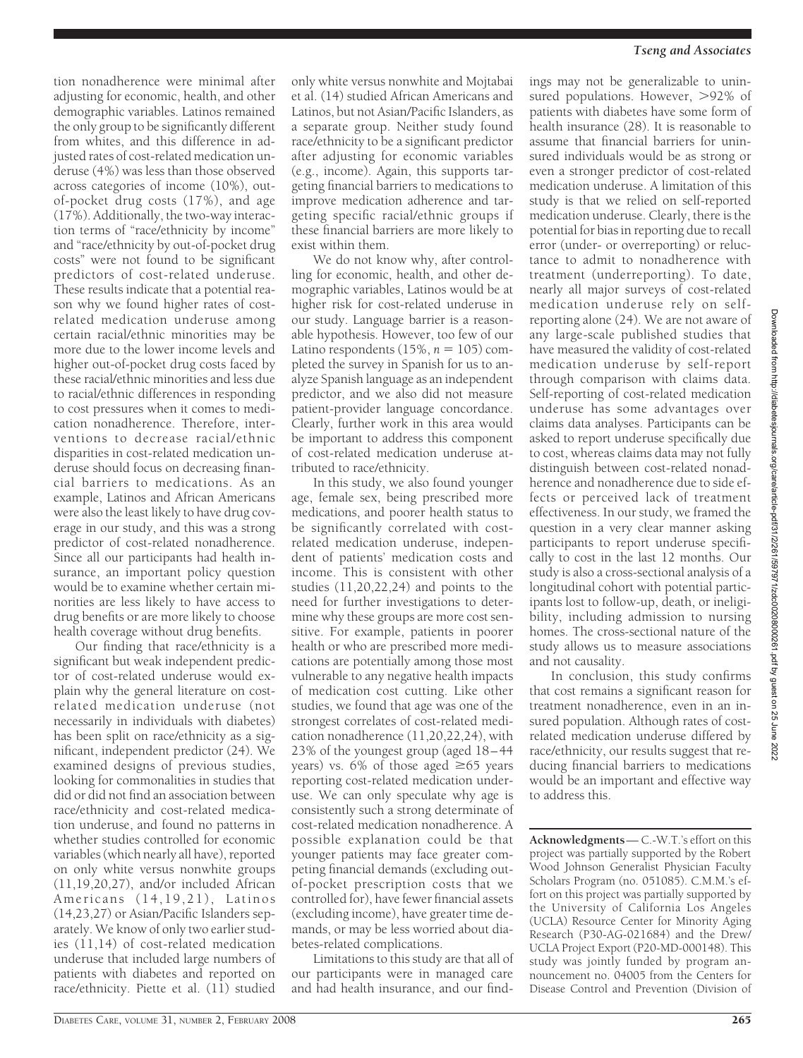tion nonadherence were minimal after adjusting for economic, health, and other demographic variables. Latinos remained the only group to be significantly different from whites, and this difference in adjusted rates of cost-related medication underuse (4%) was less than those observed across categories of income (10%), out-of-pocket drug costs (17%), and age (17%). Additionally, the two-way interaction terms of "race/ethnicity by income" and "race/ethnicity by out-of-pocket drug costs" were not found to be significant predictors of cost-related underuse. These results indicate that a potential reason why we found higher rates of cost-related medication underuse among certain racial/ethnic minorities may be more due to the lower income levels and higher out-of-pocket drug costs faced by these racial/ethnic minorities and less due to racial/ethnic differences in responding to cost pressures when it comes to medication nonadherence. Therefore, interventions to decrease racial/ethnic disparities in cost-related medication underuse should focus on decreasing financial barriers to medications. As an example, Latinos and African Americans were also the least likely to have drug coverage in our study, and this was a strong predictor of cost-related nonadherence. Since all our participants had health insurance, an important policy question would be to examine whether certain minorities are less likely to have access to drug benefits or are more likely to choose health coverage without drug benefits.

Our finding that race/ethnicity is a significant but weak independent predictor of cost-related underuse would explain why the general literature on cost-related medication underuse (not necessarily in individuals with diabetes) has been split on race/ethnicity as a significant, independent predictor (24). We examined designs of previous studies, looking for commonalities in studies that did or did not find an association between race/ethnicity and cost-related medication underuse, and found no patterns in whether studies controlled for economic variables (which nearly all have), reported on only white versus nonwhite groups (11,19,20,27), and/or included African Americans (14,19,21), Latinos (14,23,27) or Asian/Pacific Islanders separately. We know of only two earlier studies (11,14) of cost-related medication underuse that included large numbers of patients with diabetes and reported on race/ethnicity. Piette et al. (11) studied only white versus nonwhite and Mojtabai et al. (14) studied African Americans and Latinos, but not Asian/Pacific Islanders, as a separate group. Neither study found race/ethnicity to be a significant predictor after adjusting for economic variables (e.g., income). Again, this supports targeting financial barriers to medications to improve medication adherence and targeting specific racial/ethnic groups if these financial barriers are more likely to exist within them.

We do not know why, after controlling for economic, health, and other demographic variables, Latinos would be at higher risk for cost-related underuse in our study. Language barrier is a reasonable hypothesis. However, too few of our Latino respondents (15%, $n = 105$) completed the survey in Spanish for us to analyze Spanish language as an independent predictor, and we also did not measure patient-provider language concordance. Clearly, further work in this area would be important to address this component of cost-related medication underuse attributed to race/ethnicity.

In this study, we also found younger age, female sex, being prescribed more medications, and poorer health status to be significantly correlated with cost-related medication underuse, independent of patients' medication costs and income. This is consistent with other studies (11,20,22,24) and points to the need for further investigations to determine why these groups are more cost sensitive. For example, patients in poorer health or who are prescribed more medications are potentially among those most vulnerable to any negative health impacts of medication cost cutting. Like other studies, we found that age was one of the strongest correlates of cost-related medication nonadherence (11,20,22,24), with 23% of the youngest group (aged 18–44 years) vs. 6% of those aged ≥65 years reporting cost-related medication underuse. We can only speculate why age is consistently such a strong determinate of cost-related medication nonadherence. A possible explanation could be that younger patients may face greater competing financial demands (excluding out-of-pocket prescription costs that we controlled for), have fewer financial assets (excluding income), have greater time demands, or may be less worried about diabetes-related complications.

Limitations to this study are that all of our participants were in managed care and had health insurance, and our findings may not be generalizable to uninsured populations. However, >92% of patients with diabetes have some form of health insurance (28). It is reasonable to assume that financial barriers for uninsured individuals would be as strong or even a stronger predictor of cost-related medication underuse. A limitation of this study is that we relied on self-reported medication underuse. Clearly, there is the potential for bias in reporting due to recall error (under- or overreporting) or reluctance to admit to nonadherence with treatment (underreporting). To date, nearly all major surveys of cost-related medication underuse rely on self-reporting alone (24). We are not aware of any large-scale published studies that have measured the validity of cost-related medication underuse by self-report through comparison with claims data. Self-reporting of cost-related medication underuse has some advantages over claims data analyses. Participants can be asked to report underuse specifically due to cost, whereas claims data may not fully distinguish between cost-related nonadherence and nonadherence due to side effects or perceived lack of treatment effectiveness. In our study, we framed the question in a very clear manner asking participants to report underuse specifically to cost in the last 12 months. Our study is also a cross-sectional analysis of a longitudinal cohort with potential participants lost to follow-up, death, or ineligibility, including admission to nursing homes. The cross-sectional nature of the study allows us to measure associations and not causality.

In conclusion, this study confirms that cost remains a significant reason for treatment nonadherence, even in an insured population. Although rates of cost-related medication underuse differed by race/ethnicity, our results suggest that reducing financial barriers to medications would be an important and effective way to address this.

**Acknowledgments**— C.-W.T.'s effort on this project was partially supported by the Robert Wood Johnson Generalist Physician Faculty Scholars Program (no. 051085). C.M.M.'s effort on this project was partially supported by the University of California Los Angeles (UCLA) Resource Center for Minority Aging Research (P30-AG-021684) and the Drew/UCLA Project Export (P20-MD-000148). This study was jointly funded by program announcement no. 04005 from the Centers for Disease Control and Prevention (Division of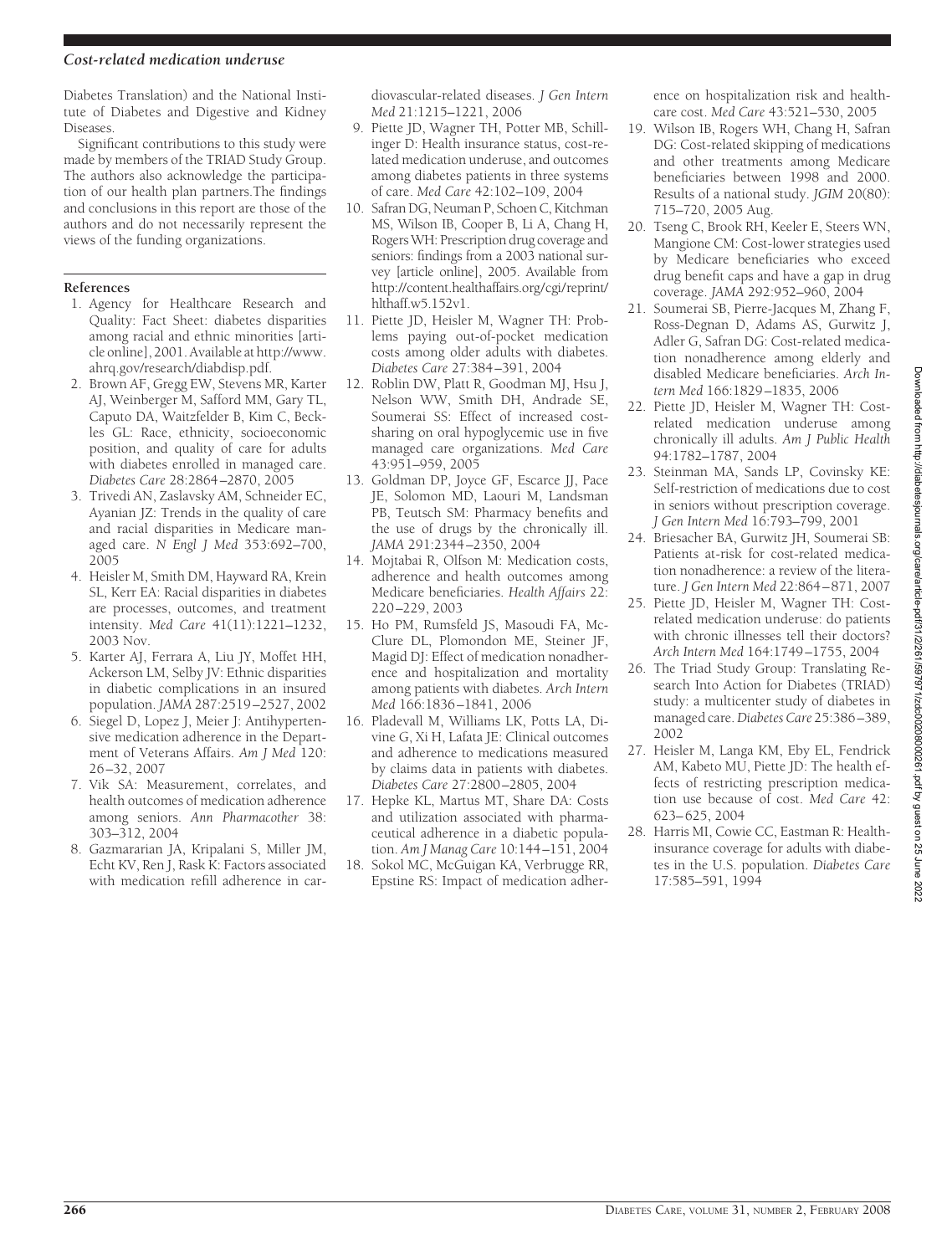Diabetes Translation) and the National Institute of Diabetes and Digestive and Kidney Diseases.

Significant contributions to this study were made by members of the TRIAD Study Group. The authors also acknowledge the participation of our health plan partners.The findings and conclusions in this report are those of the authors and do not necessarily represent the views of the funding organizations.

## References

1. Agency for Healthcare Research and Quality: Fact Sheet: diabetes disparities among racial and ethnic minorities [article online], 2001. Available at http://www.ahrq.gov/research/diabdisp.pdf.
2. Brown AF, Gregg EW, Stevens MR, Karter AJ, Weinberger M, Safford MM, Gary TL, Caputo DA, Waitzfelder B, Kim C, Beckles GL: Race, ethnicity, socioeconomic position, and quality of care for adults with diabetes enrolled in managed care. *Diabetes Care* 28:2864–2870, 2005
3. Trivedi AN, Zaslavsky AM, Schneider EC, Ayanian JZ: Trends in the quality of care and racial disparities in Medicare managed care. *N Engl J Med* 353:692–700, 2005
4. Heisler M, Smith DM, Hayward RA, Krein SL, Kerr EA: Racial disparities in diabetes are processes, outcomes, and treatment intensity. *Med Care* 41(11):1221–1232, 2003 Nov.
5. Karter AJ, Ferrara A, Liu JY, Moffet HH, Ackerson LM, Selby JV: Ethnic disparities in diabetic complications in an insured population. *JAMA* 287:2519–2527, 2002
6. Siegel D, Lopez J, Meier J: Antihypertensive medication adherence in the Department of Veterans Affairs. *Am J Med* 120: 26–32, 2007
7. Vik SA: Measurement, correlates, and health outcomes of medication adherence among seniors. *Ann Pharmacother* 38: 303–312, 2004
8. Gazmararian JA, Kripalani S, Miller JM, Echt KV, Ren J, Rask K: Factors associated with medication refill adherence in cardiovascular-related diseases. *J Gen Intern Med* 21:1215–1221, 2006
9. Piette JD, Wagner TH, Potter MB, Schillinger D: Health insurance status, cost-related medication underuse, and outcomes among diabetes patients in three systems of care. *Med Care* 42:102–109, 2004
10. Safran DG, Neuman P, Schoen C, Kitchman MS, Wilson IB, Cooper B, Li A, Chang H, Rogers WH: Prescription drug coverage and seniors: findings from a 2003 national survey [article online], 2005. Available from http://content.healthaffairs.org/cgi/reprint/hlthaff.w5.152v1.
11. Piette JD, Heisler M, Wagner TH: Problems paying out-of-pocket medication costs among older adults with diabetes. *Diabetes Care* 27:384–391, 2004
12. Roblin DW, Platt R, Goodman MJ, Hsu J, Nelson WW, Smith DH, Andrade SE, Soumerai SS: Effect of increased cost-sharing on oral hypoglycemic use in five managed care organizations. *Med Care* 43:951–959, 2005
13. Goldman DP, Joyce GF, Escarce JJ, Pace JE, Solomon MD, Laouri M, Landsman PB, Teutsch SM: Pharmacy benefits and the use of drugs by the chronically ill. *JAMA* 291:2344–2350, 2004
14. Mojtabai R, Olfson M: Medication costs, adherence and health outcomes among Medicare beneficiaries. *Health Affairs* 22: 220–229, 2003
15. Ho PM, Rumsfeld JS, Masoudi FA, McClure DL, Plomondon ME, Steiner JF, Magid DJ: Effect of medication nonadherence and hospitalization and mortality among patients with diabetes. *Arch Intern Med* 166:1836–1841, 2006
16. Pladevall M, Williams LK, Potts LA, Divine G, Xi H, Lafata JE: Clinical outcomes and adherence to medications measured by claims data in patients with diabetes. *Diabetes Care* 27:2800–2805, 2004
17. Hepke KL, Martus MT, Share DA: Costs and utilization associated with pharmaceutical adherence in a diabetic population. *Am J Manag Care* 10:144–151, 2004
18. Sokol MC, McGuigan KA, Verbrugge RR, Epstine RS: Impact of medication adherence on hospitalization risk and healthcare cost. *Med Care* 43:521–530, 2005
19. Wilson IB, Rogers WH, Chang H, Safran DG: Cost-related skipping of medications and other treatments among Medicare beneficiaries between 1998 and 2000. Results of a national study. *JGIM* 20(80): 715–720, 2005 Aug.
20. Tseng C, Brook RH, Keeler E, Steers WN, Mangione CM: Cost-lower strategies used by Medicare beneficiaries who exceed drug benefit caps and have a gap in drug coverage. *JAMA* 292:952–960, 2004
21. Soumerai SB, Pierre-Jacques M, Zhang F, Ross-Degnan D, Adams AS, Gurwitz J, Adler G, Safran DG: Cost-related medication nonadherence among elderly and disabled Medicare beneficiaries. *Arch Intern Med* 166:1829–1835, 2006
22. Piette JD, Heisler M, Wagner TH: Cost-related medication underuse among chronically ill adults. *Am J Public Health* 94:1782–1787, 2004
23. Steinman MA, Sands LP, Covinsky KE: Self-restriction of medications due to cost in seniors without prescription coverage. *J Gen Intern Med* 16:793–799, 2001
24. Briesacher BA, Gurwitz JH, Soumerai SB: Patients at-risk for cost-related medication nonadherence: a review of the literature. *J Gen Intern Med* 22:864–871, 2007
25. Piette JD, Heisler M, Wagner TH: Cost-related medication underuse: do patients with chronic illnesses tell their doctors? *Arch Intern Med* 164:1749–1755, 2004
26. The Triad Study Group: Translating Research Into Action for Diabetes (TRIAD) study: a multicenter study of diabetes in managed care. *Diabetes Care* 25:386–389, 2002
27. Heisler M, Langa KM, Eby EL, Fendrick AM, Kabeto MU, Piette JD: The health effects of restricting prescription medication use because of cost. *Med Care* 42: 623–625, 2004
28. Harris MI, Cowie CC, Eastman R: Health-insurance coverage for adults with diabetes in the U.S. population. *Diabetes Care* 17:585–591, 1994